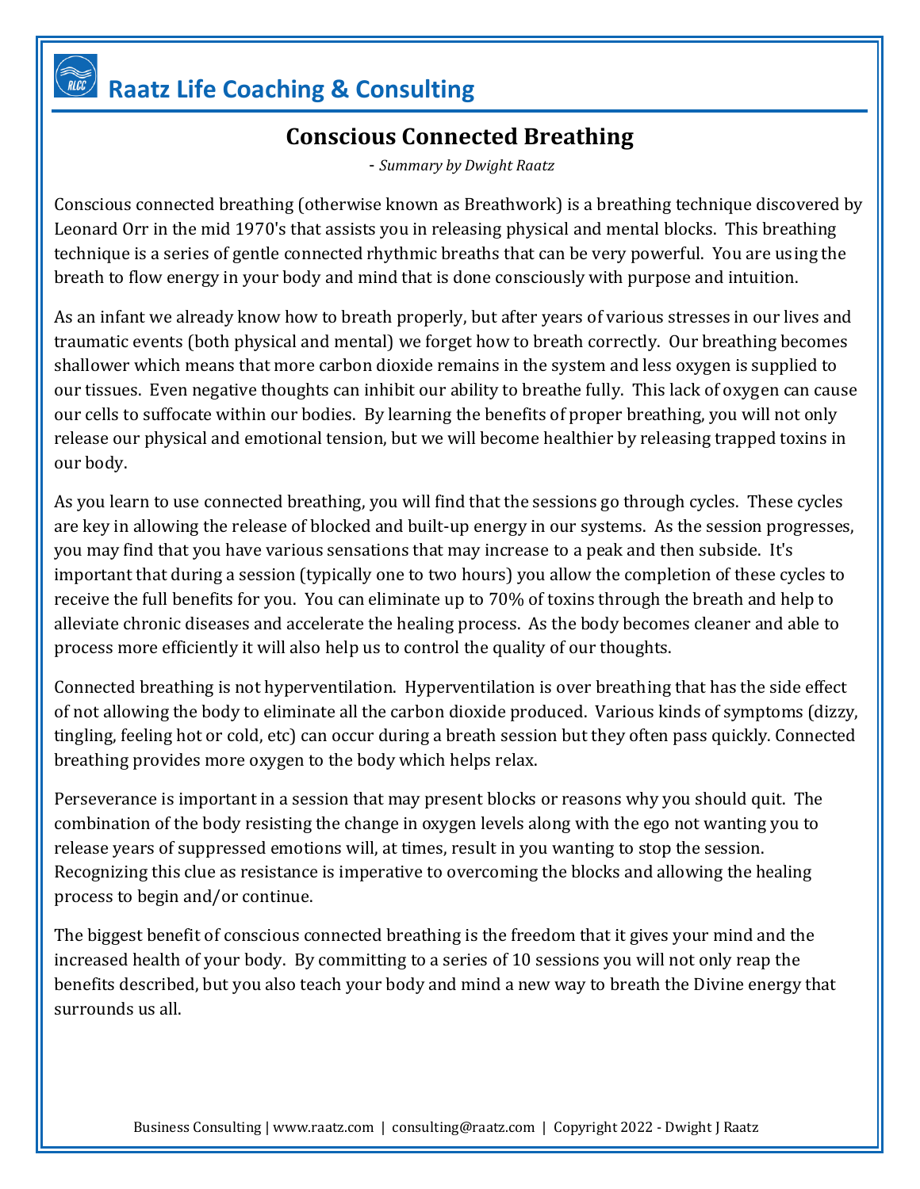# Raatz Life Coaching & Consulting

## Conscious Connected Breathing

*- Summary by Dwight Raatz*

Conscious connected breathing (otherwise known as Breathwork) is a breathing technique discovered by Leonard Orr in the mid 1970's that assists you in releasing physical and mental blocks. This breathing technique is a series of gentle connected rhythmic breaths that can be very powerful. You are using the breath to flow energy in your body and mind that is done consciously with purpose and intuition.

As an infant we already know how to breath properly, but after years of various stresses in our lives and traumatic events (both physical and mental) we forget how to breath correctly. Our breathing becomes shallower which means that more carbon dioxide remains in the system and less oxygen is supplied to our tissues. Even negative thoughts can inhibit our ability to breathe fully. This lack of oxygen can cause our cells to suffocate within our bodies. By learning the benefits of proper breathing, you will not only release our physical and emotional tension, but we will become healthier by releasing trapped toxins in our body.

As you learn to use connected breathing, you will find that the sessions go through cycles. These cycles are key in allowing the release of blocked and built-up energy in our systems. As the session progresses, you may find that you have various sensations that may increase to a peak and then subside. It's important that during a session (typically one to two hours) you allow the completion of these cycles to receive the full benefits for you. You can eliminate up to 70% of toxins through the breath and help to alleviate chronic diseases and accelerate the healing process. As the body becomes cleaner and able to process more efficiently it will also help us to control the quality of our thoughts.

Connected breathing is not hyperventilation. Hyperventilation is over breathing that has the side effect of not allowing the body to eliminate all the carbon dioxide produced. Various kinds of symptoms (dizzy, tingling, feeling hot or cold, etc) can occur during a breath session but they often pass quickly. Connected breathing provides more oxygen to the body which helps relax.

Perseverance is important in a session that may present blocks or reasons why you should quit. The combination of the body resisting the change in oxygen levels along with the ego not wanting you to release years of suppressed emotions will, at times, result in you wanting to stop the session. Recognizing this clue as resistance is imperative to overcoming the blocks and allowing the healing process to begin and/or continue.

The biggest benefit of conscious connected breathing is the freedom that it gives your mind and the increased health of your body. By committing to a series of 10 sessions you will not only reap the benefits described, but you also teach your body and mind a new way to breath the Divine energy that surrounds us all.

Business Consulting | www.raatz.com | consulting@raatz.com | Copyright 2022 - Dwight J Raatz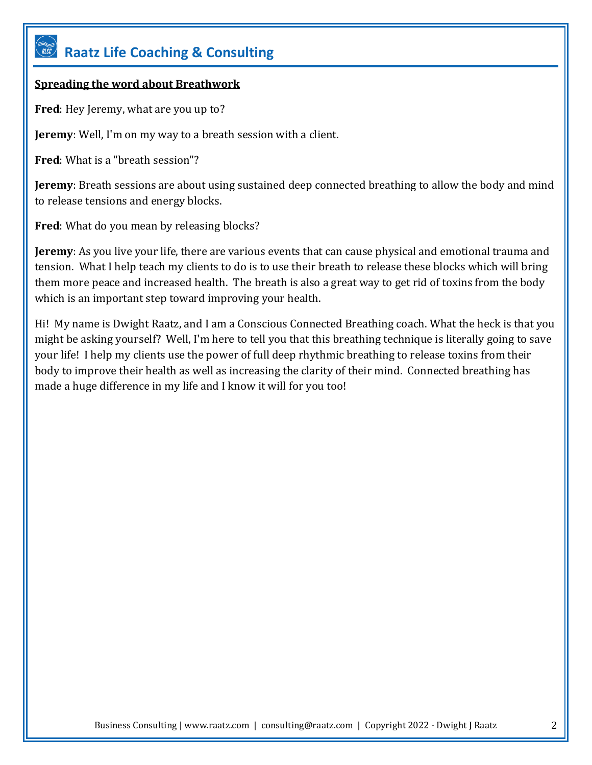**Spreading the word about Breathwork**

**Fred**: Hey Jeremy, what are you up to?

**Jeremy**: Well, I'm on my way to a breath session with a client.

**Fred**: What is a "breath session"?

**Jeremy**: Breath sessions are about using sustained deep connected breathing to allow the body and mind to release tensions and energy blocks.

**Fred**: What do you mean by releasing blocks?

**Jeremy**: As you live your life, there are various events that can cause physical and emotional trauma and tension. What I help teach my clients to do is to use their breath to release these blocks which will bring them more peace and increased health. The breath is also a great way to get rid of toxins from the body which is an important step toward improving your health.

Hi! My name is Dwight Raatz, and I am a Conscious Connected Breathing coach. What the heck is that you might be asking yourself? Well, I'm here to tell you that this breathing technique is literally going to save your life! I help my clients use the power of full deep rhythmic breathing to release toxins from their body to improve their health as well as increasing the clarity of their mind. Connected breathing has made a huge difference in my life and I know it will for you too!